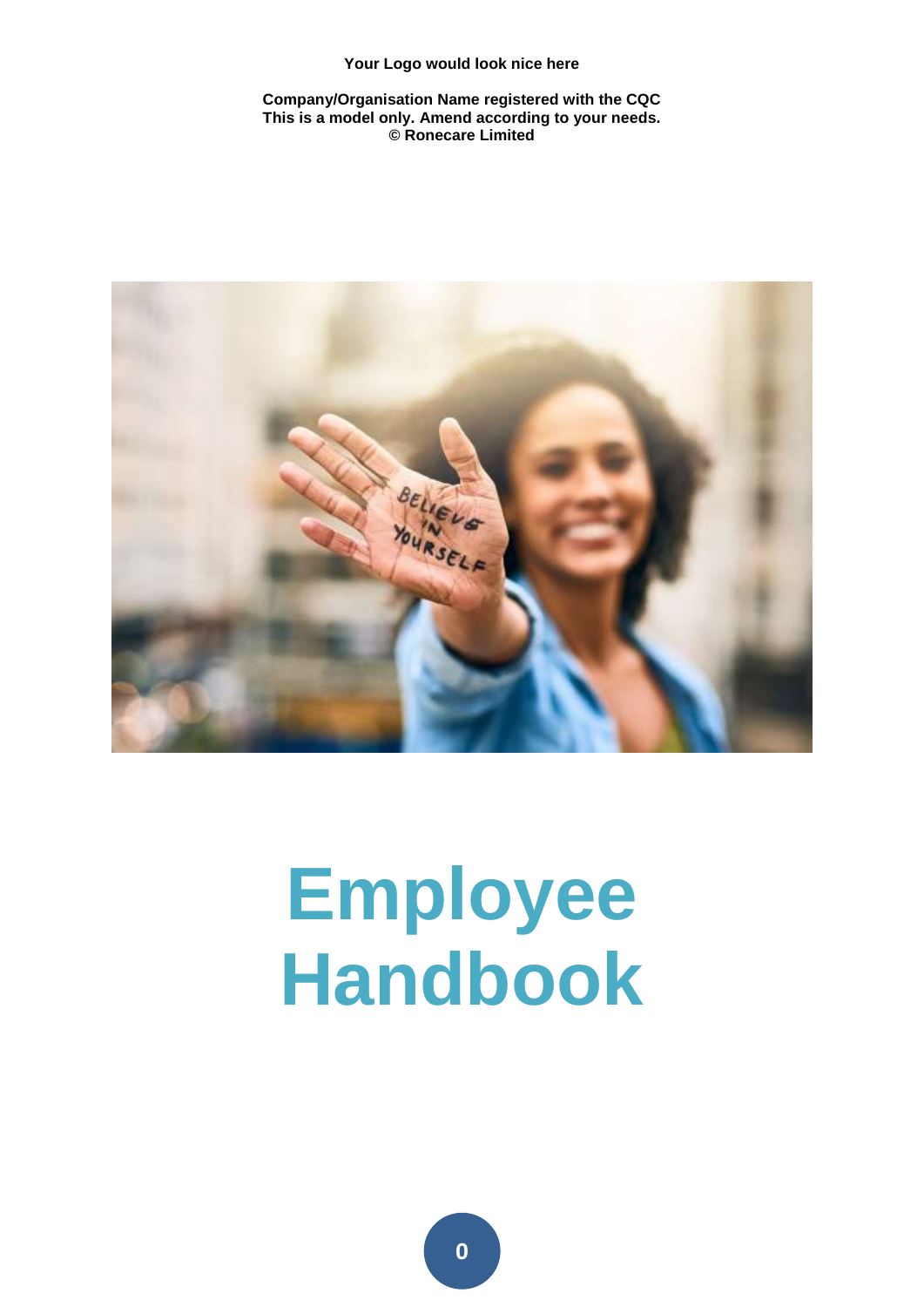**Your Logo would look nice here**

**Company/Organisation Name registered with the CQC**
**This is a model only. Amend according to your needs.**
**© Ronecare Limited**

# Employee Handbook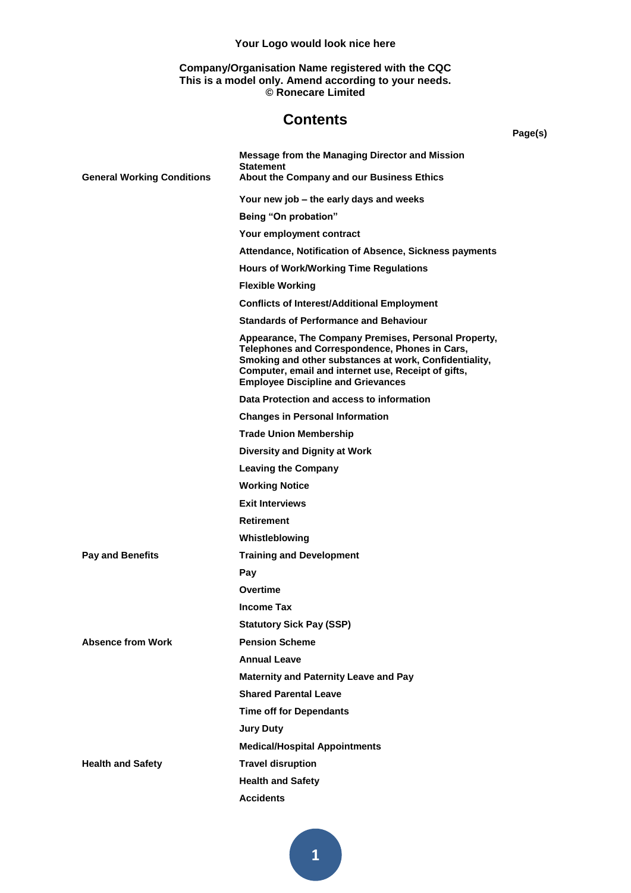**Your Logo would look nice here**

**Company/Organisation Name registered with the CQC**
**This is a model only. Amend according to your needs.**
**© Ronecare Limited**

# Contents

| | | Page(s) |
|---|---|---|
| | **Message from the Managing Director and Mission Statement** | |
| **General Working Conditions** | **About the Company and our Business Ethics** | |
| | **Your new job – the early days and weeks** | |
| | **Being "On probation"** | |
| | **Your employment contract** | |
| | **Attendance, Notification of Absence, Sickness payments** | |
| | **Hours of Work/Working Time Regulations** | |
| | **Flexible Working** | |
| | **Conflicts of Interest/Additional Employment** | |
| | **Standards of Performance and Behaviour** | |
| | **Appearance, The Company Premises, Personal Property, Telephones and Correspondence, Phones in Cars, Smoking and other substances at work, Confidentiality, Computer, email and internet use, Receipt of gifts, Employee Discipline and Grievances** | |
| | **Data Protection and access to information** | |
| | **Changes in Personal Information** | |
| | **Trade Union Membership** | |
| | **Diversity and Dignity at Work** | |
| | **Leaving the Company** | |
| | **Working Notice** | |
| | **Exit Interviews** | |
| | **Retirement** | |
| | **Whistleblowing** | |
| **Pay and Benefits** | **Training and Development** | |
| | **Pay** | |
| | **Overtime** | |
| | **Income Tax** | |
| | **Statutory Sick Pay (SSP)** | |
| **Absence from Work** | **Pension Scheme** | |
| | **Annual Leave** | |
| | **Maternity and Paternity Leave and Pay** | |
| | **Shared Parental Leave** | |
| | **Time off for Dependants** | |
| | **Jury Duty** | |
| | **Medical/Hospital Appointments** | |
| **Health and Safety** | **Travel disruption** | |
| | **Health and Safety** | |
| | **Accidents** | |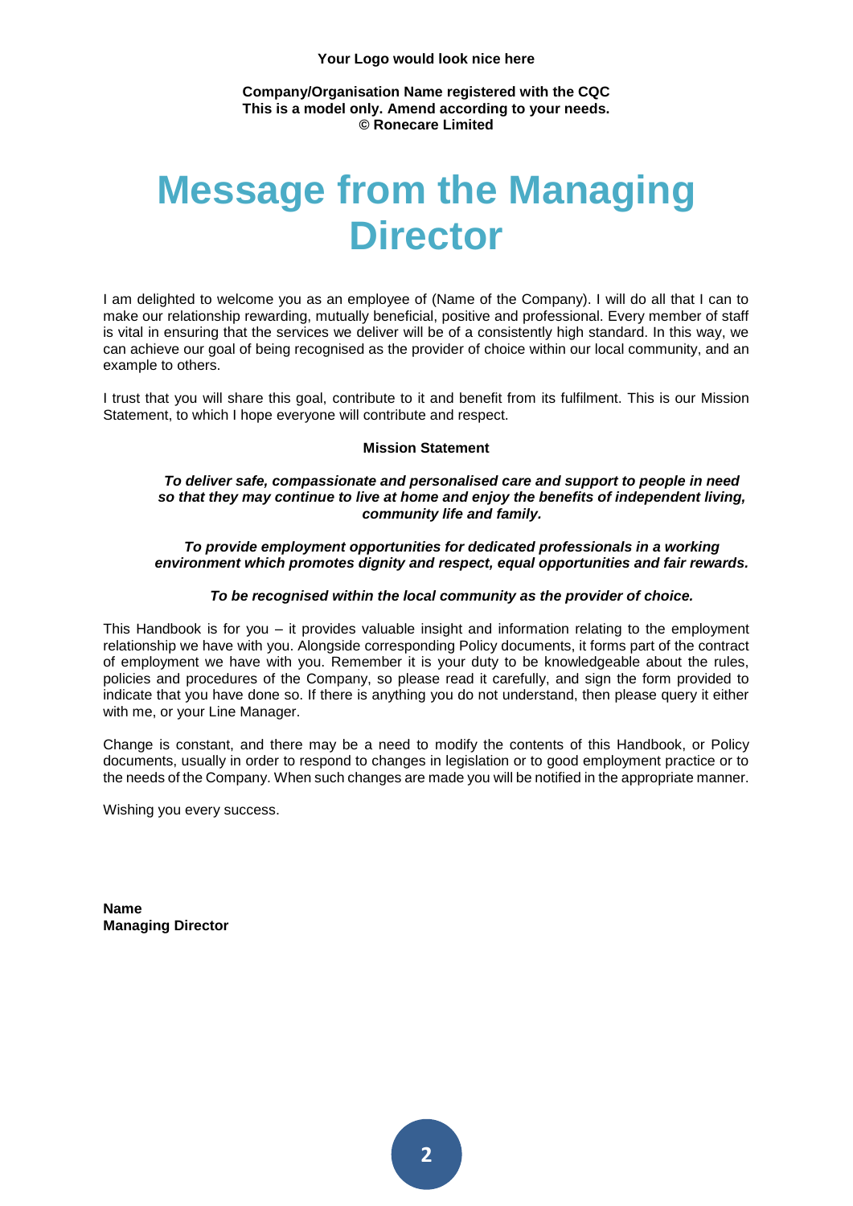**Your Logo would look nice here**

**Company/Organisation Name registered with the CQC**
**This is a model only. Amend according to your needs.**
**© Ronecare Limited**

# Message from the Managing Director

I am delighted to welcome you as an employee of (Name of the Company). I will do all that I can to make our relationship rewarding, mutually beneficial, positive and professional. Every member of staff is vital in ensuring that the services we deliver will be of a consistently high standard. In this way, we can achieve our goal of being recognised as the provider of choice within our local community, and an example to others.

I trust that you will share this goal, contribute to it and benefit from its fulfilment. This is our Mission Statement, to which I hope everyone will contribute and respect.

**Mission Statement**

***To deliver safe, compassionate and personalised care and support to people in need so that they may continue to live at home and enjoy the benefits of independent living, community life and family.***

***To provide employment opportunities for dedicated professionals in a working environment which promotes dignity and respect, equal opportunities and fair rewards.***

***To be recognised within the local community as the provider of choice.***

This Handbook is for you – it provides valuable insight and information relating to the employment relationship we have with you. Alongside corresponding Policy documents, it forms part of the contract of employment we have with you. Remember it is your duty to be knowledgeable about the rules, policies and procedures of the Company, so please read it carefully, and sign the form provided to indicate that you have done so. If there is anything you do not understand, then please query it either with me, or your Line Manager.

Change is constant, and there may be a need to modify the contents of this Handbook, or Policy documents, usually in order to respond to changes in legislation or to good employment practice or to the needs of the Company. When such changes are made you will be notified in the appropriate manner.

Wishing you every success.

**Name**
**Managing Director**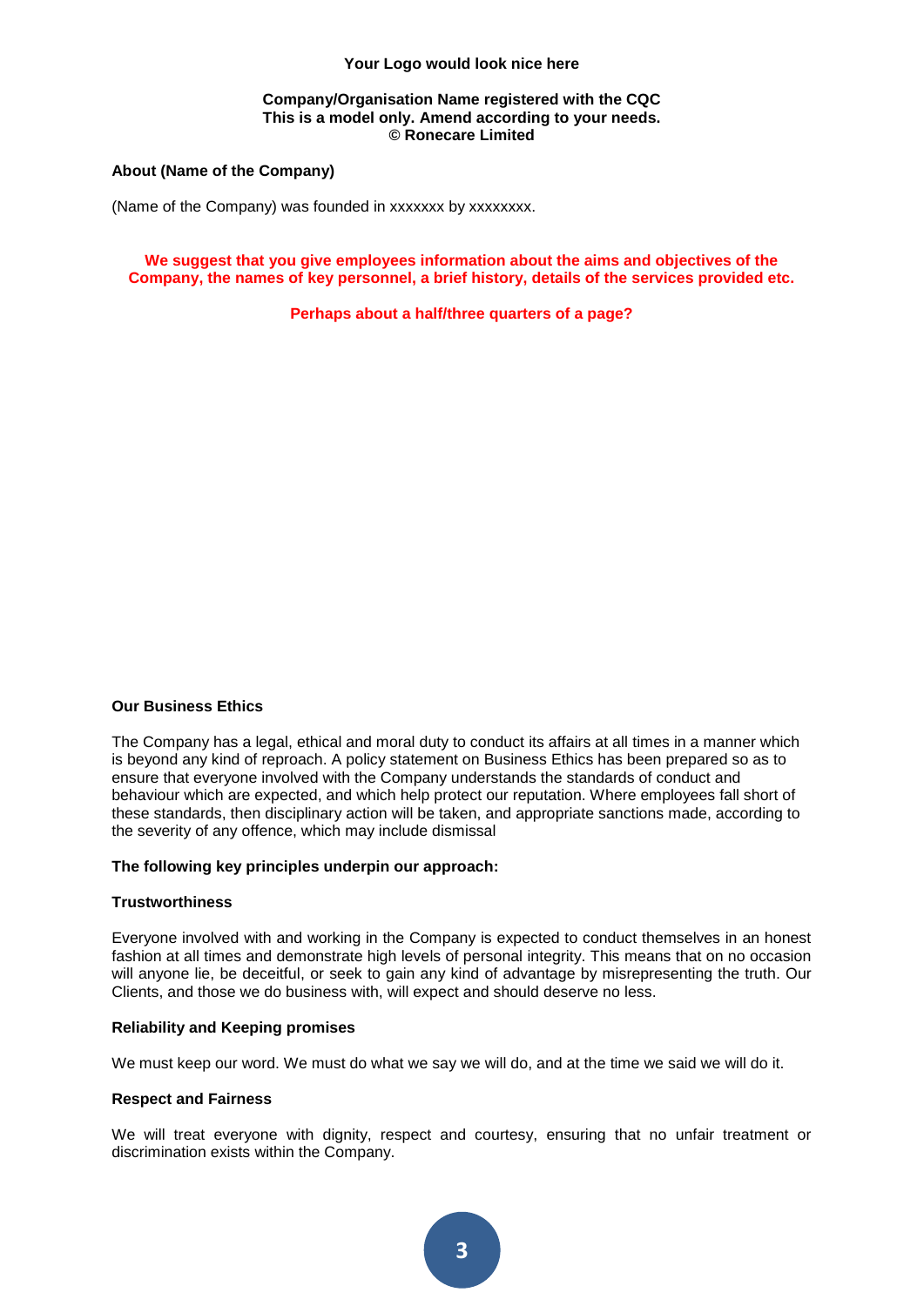**Your Logo would look nice here**

**Company/Organisation Name registered with the CQC**
**This is a model only. Amend according to your needs.**
**© Ronecare Limited**

**About (Name of the Company)**

(Name of the Company) was founded in xxxxxxx by xxxxxxxx.

**We suggest that you give employees information about the aims and objectives of the Company, the names of key personnel, a brief history, details of the services provided etc.**

**Perhaps about a half/three quarters of a page?**

**Our Business Ethics**

The Company has a legal, ethical and moral duty to conduct its affairs at all times in a manner which is beyond any kind of reproach. A policy statement on Business Ethics has been prepared so as to ensure that everyone involved with the Company understands the standards of conduct and behaviour which are expected, and which help protect our reputation. Where employees fall short of these standards, then disciplinary action will be taken, and appropriate sanctions made, according to the severity of any offence, which may include dismissal

**The following key principles underpin our approach:**

**Trustworthiness**

Everyone involved with and working in the Company is expected to conduct themselves in an honest fashion at all times and demonstrate high levels of personal integrity. This means that on no occasion will anyone lie, be deceitful, or seek to gain any kind of advantage by misrepresenting the truth. Our Clients, and those we do business with, will expect and should deserve no less.

**Reliability and Keeping promises**

We must keep our word. We must do what we say we will do, and at the time we said we will do it.

**Respect and Fairness**

We will treat everyone with dignity, respect and courtesy, ensuring that no unfair treatment or discrimination exists within the Company.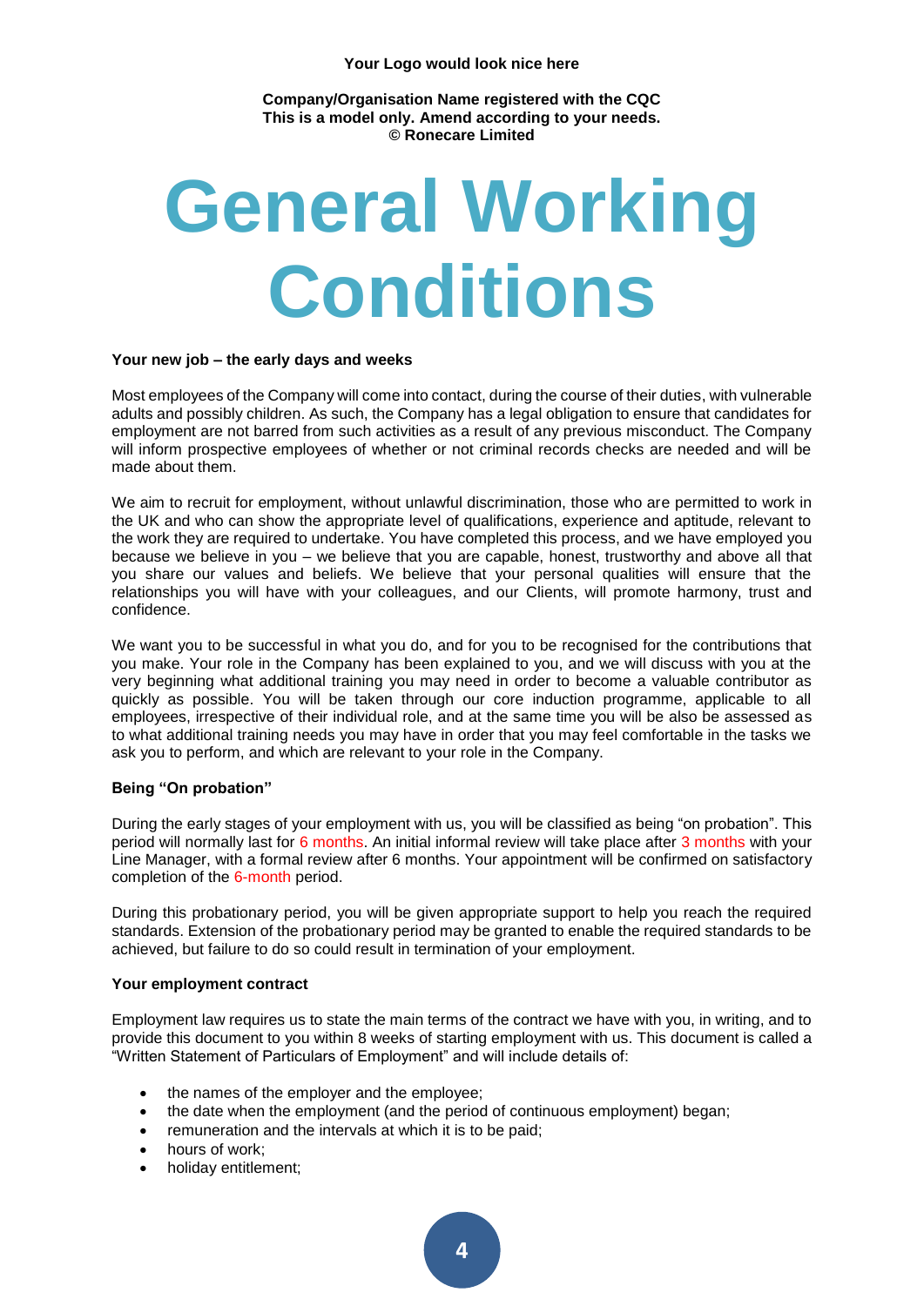**Your Logo would look nice here**

**Company/Organisation Name registered with the CQC**
**This is a model only. Amend according to your needs.**
**© Ronecare Limited**

# General Working Conditions

### Your new job – the early days and weeks

Most employees of the Company will come into contact, during the course of their duties, with vulnerable adults and possibly children. As such, the Company has a legal obligation to ensure that candidates for employment are not barred from such activities as a result of any previous misconduct. The Company will inform prospective employees of whether or not criminal records checks are needed and will be made about them.

We aim to recruit for employment, without unlawful discrimination, those who are permitted to work in the UK and who can show the appropriate level of qualifications, experience and aptitude, relevant to the work they are required to undertake. You have completed this process, and we have employed you because we believe in you – we believe that you are capable, honest, trustworthy and above all that you share our values and beliefs. We believe that your personal qualities will ensure that the relationships you will have with your colleagues, and our Clients, will promote harmony, trust and confidence.

We want you to be successful in what you do, and for you to be recognised for the contributions that you make. Your role in the Company has been explained to you, and we will discuss with you at the very beginning what additional training you may need in order to become a valuable contributor as quickly as possible. You will be taken through our core induction programme, applicable to all employees, irrespective of their individual role, and at the same time you will be also be assessed as to what additional training needs you may have in order that you may feel comfortable in the tasks we ask you to perform, and which are relevant to your role in the Company.

### Being "On probation"

During the early stages of your employment with us, you will be classified as being "on probation". This period will normally last for 6 months. An initial informal review will take place after 3 months with your Line Manager, with a formal review after 6 months. Your appointment will be confirmed on satisfactory completion of the 6-month period.

During this probationary period, you will be given appropriate support to help you reach the required standards. Extension of the probationary period may be granted to enable the required standards to be achieved, but failure to do so could result in termination of your employment.

### Your employment contract

Employment law requires us to state the main terms of the contract we have with you, in writing, and to provide this document to you within 8 weeks of starting employment with us. This document is called a "Written Statement of Particulars of Employment" and will include details of:

- the names of the employer and the employee;
- the date when the employment (and the period of continuous employment) began;
- remuneration and the intervals at which it is to be paid;
- hours of work;
- holiday entitlement;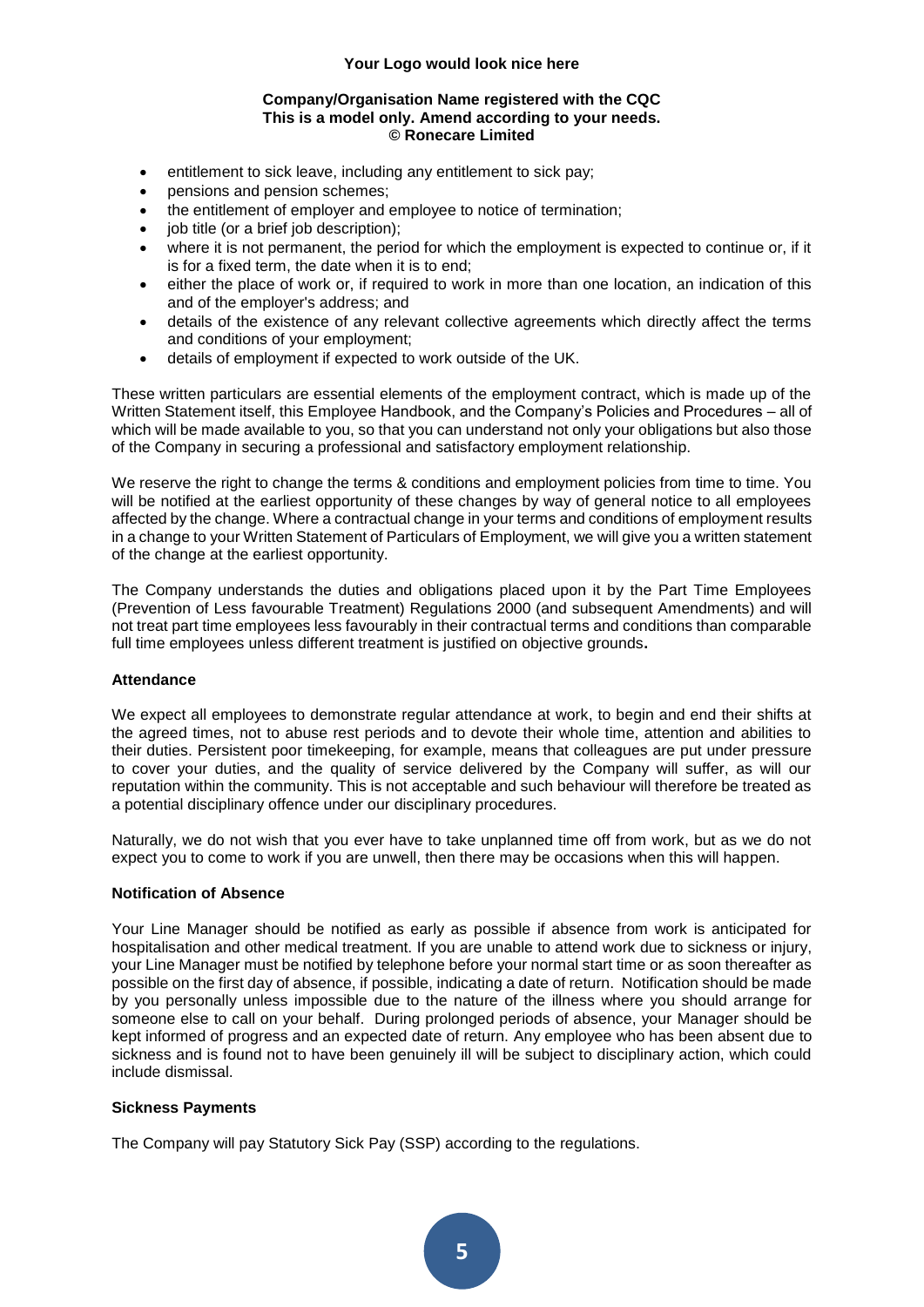- entitlement to sick leave, including any entitlement to sick pay;
- pensions and pension schemes;
- the entitlement of employer and employee to notice of termination;
- job title (or a brief job description);
- where it is not permanent, the period for which the employment is expected to continue or, if it is for a fixed term, the date when it is to end;
- either the place of work or, if required to work in more than one location, an indication of this and of the employer's address; and
- details of the existence of any relevant collective agreements which directly affect the terms and conditions of your employment;
- details of employment if expected to work outside of the UK.

These written particulars are essential elements of the employment contract, which is made up of the Written Statement itself, this Employee Handbook, and the Company's Policies and Procedures – all of which will be made available to you, so that you can understand not only your obligations but also those of the Company in securing a professional and satisfactory employment relationship.

We reserve the right to change the terms & conditions and employment policies from time to time. You will be notified at the earliest opportunity of these changes by way of general notice to all employees affected by the change. Where a contractual change in your terms and conditions of employment results in a change to your Written Statement of Particulars of Employment, we will give you a written statement of the change at the earliest opportunity.

The Company understands the duties and obligations placed upon it by the Part Time Employees (Prevention of Less favourable Treatment) Regulations 2000 (and subsequent Amendments) and will not treat part time employees less favourably in their contractual terms and conditions than comparable full time employees unless different treatment is justified on objective grounds**.**

**Attendance**

We expect all employees to demonstrate regular attendance at work, to begin and end their shifts at the agreed times, not to abuse rest periods and to devote their whole time, attention and abilities to their duties. Persistent poor timekeeping, for example, means that colleagues are put under pressure to cover your duties, and the quality of service delivered by the Company will suffer, as will our reputation within the community. This is not acceptable and such behaviour will therefore be treated as a potential disciplinary offence under our disciplinary procedures.

Naturally, we do not wish that you ever have to take unplanned time off from work, but as we do not expect you to come to work if you are unwell, then there may be occasions when this will happen.

**Notification of Absence**

Your Line Manager should be notified as early as possible if absence from work is anticipated for hospitalisation and other medical treatment. If you are unable to attend work due to sickness or injury, your Line Manager must be notified by telephone before your normal start time or as soon thereafter as possible on the first day of absence, if possible, indicating a date of return. Notification should be made by you personally unless impossible due to the nature of the illness where you should arrange for someone else to call on your behalf. During prolonged periods of absence, your Manager should be kept informed of progress and an expected date of return. Any employee who has been absent due to sickness and is found not to have been genuinely ill will be subject to disciplinary action, which could include dismissal.

**Sickness Payments**

The Company will pay Statutory Sick Pay (SSP) according to the regulations.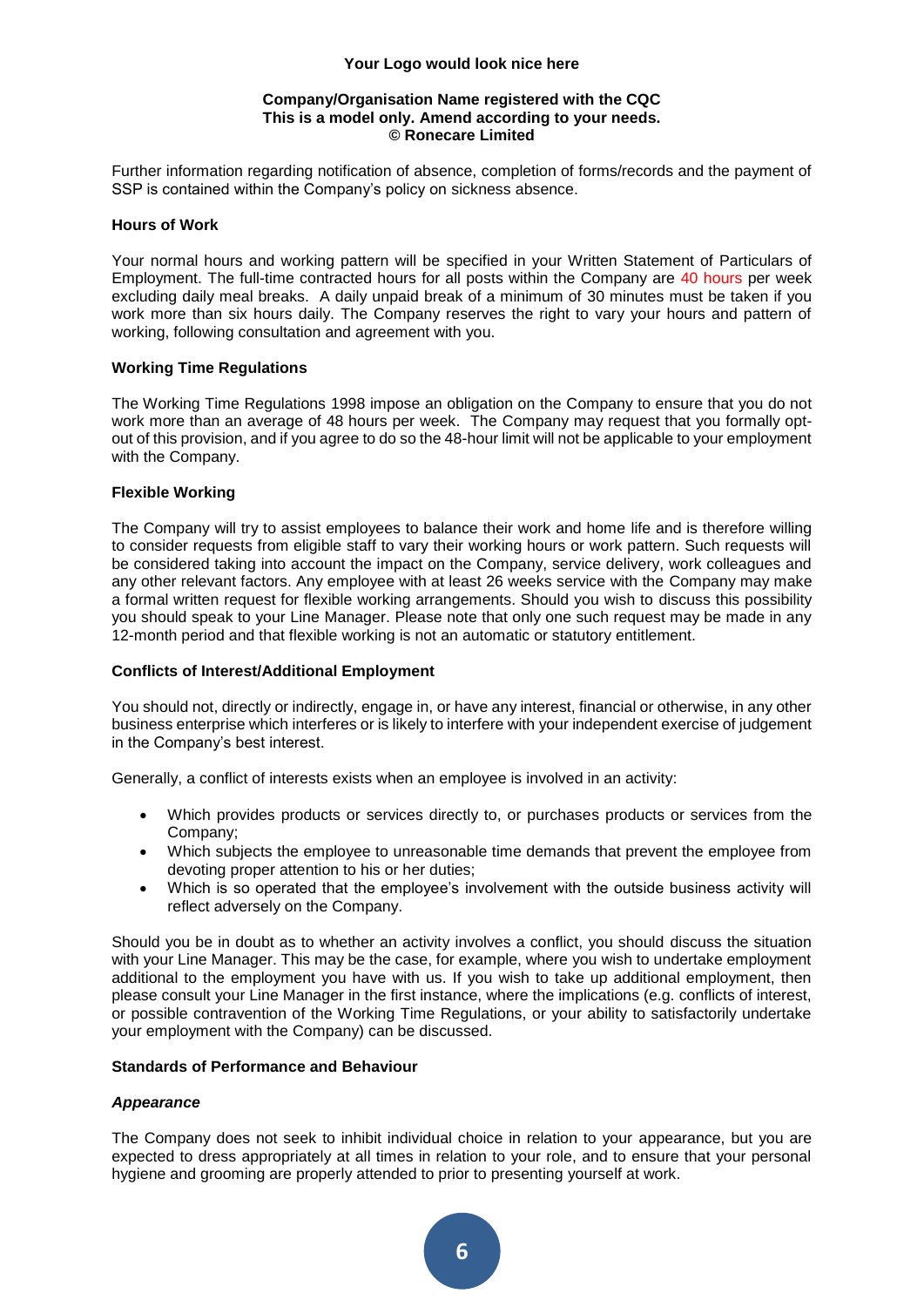Further information regarding notification of absence, completion of forms/records and the payment of SSP is contained within the Company's policy on sickness absence.

**Hours of Work**

Your normal hours and working pattern will be specified in your Written Statement of Particulars of Employment. The full-time contracted hours for all posts within the Company are 40 hours per week excluding daily meal breaks. A daily unpaid break of a minimum of 30 minutes must be taken if you work more than six hours daily. The Company reserves the right to vary your hours and pattern of working, following consultation and agreement with you.

**Working Time Regulations**

The Working Time Regulations 1998 impose an obligation on the Company to ensure that you do not work more than an average of 48 hours per week. The Company may request that you formally opt-out of this provision, and if you agree to do so the 48-hour limit will not be applicable to your employment with the Company.

**Flexible Working**

The Company will try to assist employees to balance their work and home life and is therefore willing to consider requests from eligible staff to vary their working hours or work pattern. Such requests will be considered taking into account the impact on the Company, service delivery, work colleagues and any other relevant factors. Any employee with at least 26 weeks service with the Company may make a formal written request for flexible working arrangements. Should you wish to discuss this possibility you should speak to your Line Manager. Please note that only one such request may be made in any 12-month period and that flexible working is not an automatic or statutory entitlement.

**Conflicts of Interest/Additional Employment**

You should not, directly or indirectly, engage in, or have any interest, financial or otherwise, in any other business enterprise which interferes or is likely to interfere with your independent exercise of judgement in the Company's best interest.

Generally, a conflict of interests exists when an employee is involved in an activity:

- Which provides products or services directly to, or purchases products or services from the Company;
- Which subjects the employee to unreasonable time demands that prevent the employee from devoting proper attention to his or her duties;
- Which is so operated that the employee's involvement with the outside business activity will reflect adversely on the Company.

Should you be in doubt as to whether an activity involves a conflict, you should discuss the situation with your Line Manager. This may be the case, for example, where you wish to undertake employment additional to the employment you have with us. If you wish to take up additional employment, then please consult your Line Manager in the first instance, where the implications (e.g. conflicts of interest, or possible contravention of the Working Time Regulations, or your ability to satisfactorily undertake your employment with the Company) can be discussed.

**Standards of Performance and Behaviour**

***Appearance***

The Company does not seek to inhibit individual choice in relation to your appearance, but you are expected to dress appropriately at all times in relation to your role, and to ensure that your personal hygiene and grooming are properly attended to prior to presenting yourself at work.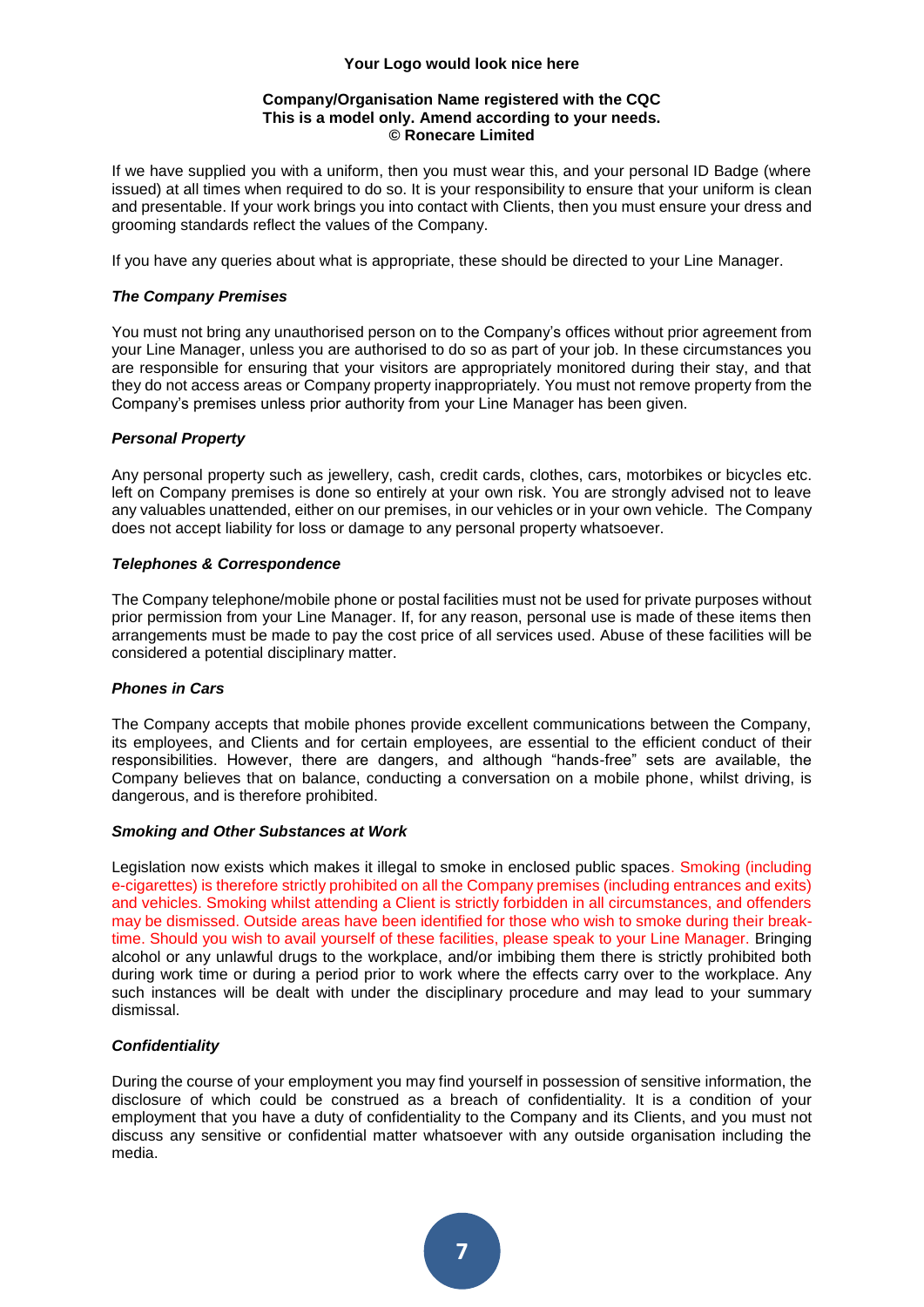If we have supplied you with a uniform, then you must wear this, and your personal ID Badge (where issued) at all times when required to do so. It is your responsibility to ensure that your uniform is clean and presentable. If your work brings you into contact with Clients, then you must ensure your dress and grooming standards reflect the values of the Company.

If you have any queries about what is appropriate, these should be directed to your Line Manager.

### *The Company Premises*

You must not bring any unauthorised person on to the Company's offices without prior agreement from your Line Manager, unless you are authorised to do so as part of your job. In these circumstances you are responsible for ensuring that your visitors are appropriately monitored during their stay, and that they do not access areas or Company property inappropriately. You must not remove property from the Company's premises unless prior authority from your Line Manager has been given.

### *Personal Property*

Any personal property such as jewellery, cash, credit cards, clothes, cars, motorbikes or bicycles etc. left on Company premises is done so entirely at your own risk. You are strongly advised not to leave any valuables unattended, either on our premises, in our vehicles or in your own vehicle. The Company does not accept liability for loss or damage to any personal property whatsoever.

### *Telephones & Correspondence*

The Company telephone/mobile phone or postal facilities must not be used for private purposes without prior permission from your Line Manager. If, for any reason, personal use is made of these items then arrangements must be made to pay the cost price of all services used. Abuse of these facilities will be considered a potential disciplinary matter.

### *Phones in Cars*

The Company accepts that mobile phones provide excellent communications between the Company, its employees, and Clients and for certain employees, are essential to the efficient conduct of their responsibilities. However, there are dangers, and although "hands-free" sets are available, the Company believes that on balance, conducting a conversation on a mobile phone, whilst driving, is dangerous, and is therefore prohibited.

### *Smoking and Other Substances at Work*

Legislation now exists which makes it illegal to smoke in enclosed public spaces. Smoking (including e-cigarettes) is therefore strictly prohibited on all the Company premises (including entrances and exits) and vehicles. Smoking whilst attending a Client is strictly forbidden in all circumstances, and offenders may be dismissed. Outside areas have been identified for those who wish to smoke during their break-time. Should you wish to avail yourself of these facilities, please speak to your Line Manager. Bringing alcohol or any unlawful drugs to the workplace, and/or imbibing them there is strictly prohibited both during work time or during a period prior to work where the effects carry over to the workplace. Any such instances will be dealt with under the disciplinary procedure and may lead to your summary dismissal.

### *Confidentiality*

During the course of your employment you may find yourself in possession of sensitive information, the disclosure of which could be construed as a breach of confidentiality. It is a condition of your employment that you have a duty of confidentiality to the Company and its Clients, and you must not discuss any sensitive or confidential matter whatsoever with any outside organisation including the media.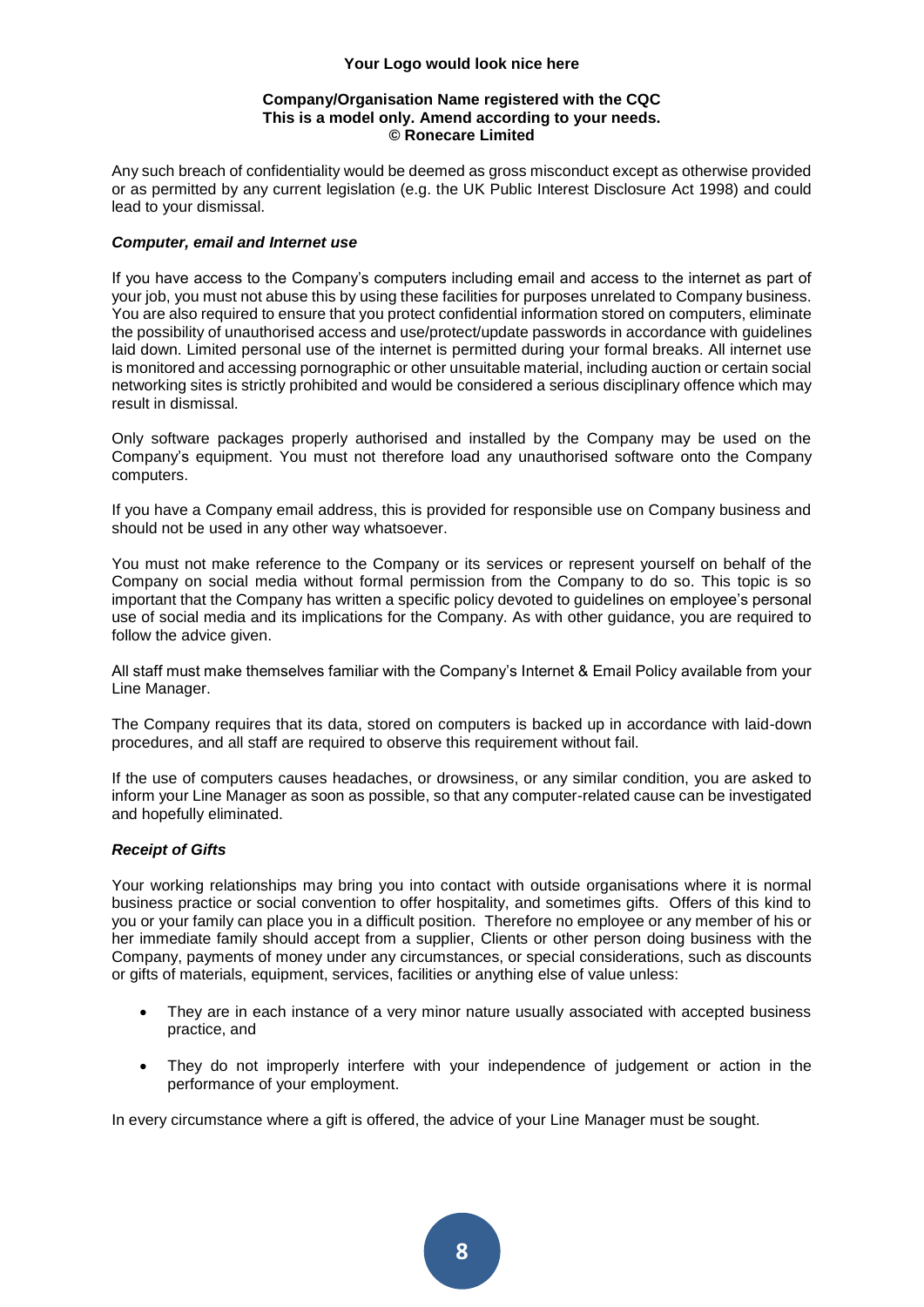Any such breach of confidentiality would be deemed as gross misconduct except as otherwise provided or as permitted by any current legislation (e.g. the UK Public Interest Disclosure Act 1998) and could lead to your dismissal.

***Computer, email and Internet use***

If you have access to the Company's computers including email and access to the internet as part of your job, you must not abuse this by using these facilities for purposes unrelated to Company business. You are also required to ensure that you protect confidential information stored on computers, eliminate the possibility of unauthorised access and use/protect/update passwords in accordance with guidelines laid down. Limited personal use of the internet is permitted during your formal breaks. All internet use is monitored and accessing pornographic or other unsuitable material, including auction or certain social networking sites is strictly prohibited and would be considered a serious disciplinary offence which may result in dismissal.

Only software packages properly authorised and installed by the Company may be used on the Company's equipment. You must not therefore load any unauthorised software onto the Company computers.

If you have a Company email address, this is provided for responsible use on Company business and should not be used in any other way whatsoever.

You must not make reference to the Company or its services or represent yourself on behalf of the Company on social media without formal permission from the Company to do so. This topic is so important that the Company has written a specific policy devoted to guidelines on employee's personal use of social media and its implications for the Company. As with other guidance, you are required to follow the advice given.

All staff must make themselves familiar with the Company's Internet & Email Policy available from your Line Manager.

The Company requires that its data, stored on computers is backed up in accordance with laid-down procedures, and all staff are required to observe this requirement without fail.

If the use of computers causes headaches, or drowsiness, or any similar condition, you are asked to inform your Line Manager as soon as possible, so that any computer-related cause can be investigated and hopefully eliminated.

***Receipt of Gifts***

Your working relationships may bring you into contact with outside organisations where it is normal business practice or social convention to offer hospitality, and sometimes gifts. Offers of this kind to you or your family can place you in a difficult position. Therefore no employee or any member of his or her immediate family should accept from a supplier, Clients or other person doing business with the Company, payments of money under any circumstances, or special considerations, such as discounts or gifts of materials, equipment, services, facilities or anything else of value unless:

- They are in each instance of a very minor nature usually associated with accepted business practice, and
- They do not improperly interfere with your independence of judgement or action in the performance of your employment.

In every circumstance where a gift is offered, the advice of your Line Manager must be sought.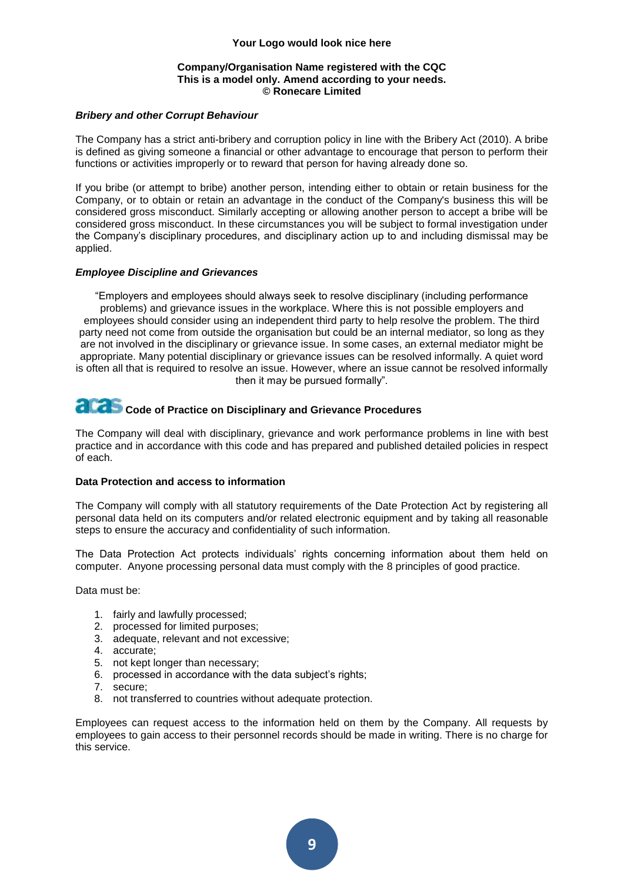**Your Logo would look nice here**

**Company/Organisation Name registered with the CQC**
**This is a model only. Amend according to your needs.**
**© Ronecare Limited**

***Bribery and other Corrupt Behaviour***

The Company has a strict anti-bribery and corruption policy in line with the Bribery Act (2010). A bribe is defined as giving someone a financial or other advantage to encourage that person to perform their functions or activities improperly or to reward that person for having already done so.

If you bribe (or attempt to bribe) another person, intending either to obtain or retain business for the Company, or to obtain or retain an advantage in the conduct of the Company's business this will be considered gross misconduct. Similarly accepting or allowing another person to accept a bribe will be considered gross misconduct. In these circumstances you will be subject to formal investigation under the Company's disciplinary procedures, and disciplinary action up to and including dismissal may be applied.

***Employee Discipline and Grievances***

"Employers and employees should always seek to resolve disciplinary (including performance problems) and grievance issues in the workplace. Where this is not possible employers and employees should consider using an independent third party to help resolve the problem. The third party need not come from outside the organisation but could be an internal mediator, so long as they are not involved in the disciplinary or grievance issue. In some cases, an external mediator might be appropriate. Many potential disciplinary or grievance issues can be resolved informally. A quiet word is often all that is required to resolve an issue. However, where an issue cannot be resolved informally then it may be pursued formally".

**acas Code of Practice on Disciplinary and Grievance Procedures**

The Company will deal with disciplinary, grievance and work performance problems in line with best practice and in accordance with this code and has prepared and published detailed policies in respect of each.

**Data Protection and access to information**

The Company will comply with all statutory requirements of the Date Protection Act by registering all personal data held on its computers and/or related electronic equipment and by taking all reasonable steps to ensure the accuracy and confidentiality of such information.

The Data Protection Act protects individuals' rights concerning information about them held on computer. Anyone processing personal data must comply with the 8 principles of good practice.

Data must be:

1. fairly and lawfully processed;
2. processed for limited purposes;
3. adequate, relevant and not excessive;
4. accurate;
5. not kept longer than necessary;
6. processed in accordance with the data subject's rights;
7. secure;
8. not transferred to countries without adequate protection.

Employees can request access to the information held on them by the Company. All requests by employees to gain access to their personnel records should be made in writing. There is no charge for this service.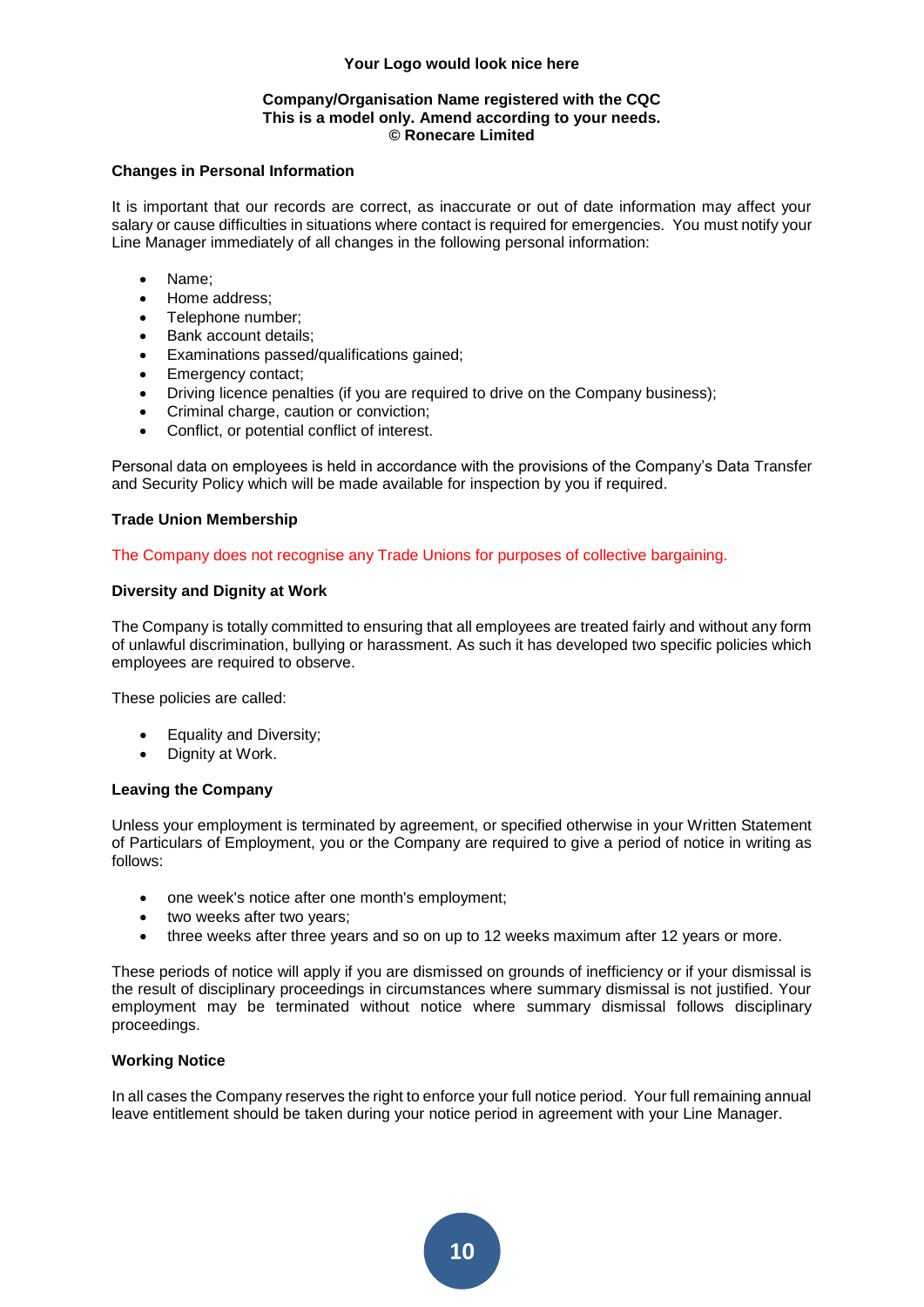## Changes in Personal Information

It is important that our records are correct, as inaccurate or out of date information may affect your salary or cause difficulties in situations where contact is required for emergencies. You must notify your Line Manager immediately of all changes in the following personal information:

- Name;
- Home address;
- Telephone number;
- Bank account details;
- Examinations passed/qualifications gained;
- Emergency contact;
- Driving licence penalties (if you are required to drive on the Company business);
- Criminal charge, caution or conviction;
- Conflict, or potential conflict of interest.

Personal data on employees is held in accordance with the provisions of the Company's Data Transfer and Security Policy which will be made available for inspection by you if required.

## Trade Union Membership

The Company does not recognise any Trade Unions for purposes of collective bargaining.

## Diversity and Dignity at Work

The Company is totally committed to ensuring that all employees are treated fairly and without any form of unlawful discrimination, bullying or harassment. As such it has developed two specific policies which employees are required to observe.

These policies are called:

- Equality and Diversity;
- Dignity at Work.

## Leaving the Company

Unless your employment is terminated by agreement, or specified otherwise in your Written Statement of Particulars of Employment, you or the Company are required to give a period of notice in writing as follows:

- one week's notice after one month's employment;
- two weeks after two years;
- three weeks after three years and so on up to 12 weeks maximum after 12 years or more.

These periods of notice will apply if you are dismissed on grounds of inefficiency or if your dismissal is the result of disciplinary proceedings in circumstances where summary dismissal is not justified. Your employment may be terminated without notice where summary dismissal follows disciplinary proceedings.

## Working Notice

In all cases the Company reserves the right to enforce your full notice period. Your full remaining annual leave entitlement should be taken during your notice period in agreement with your Line Manager.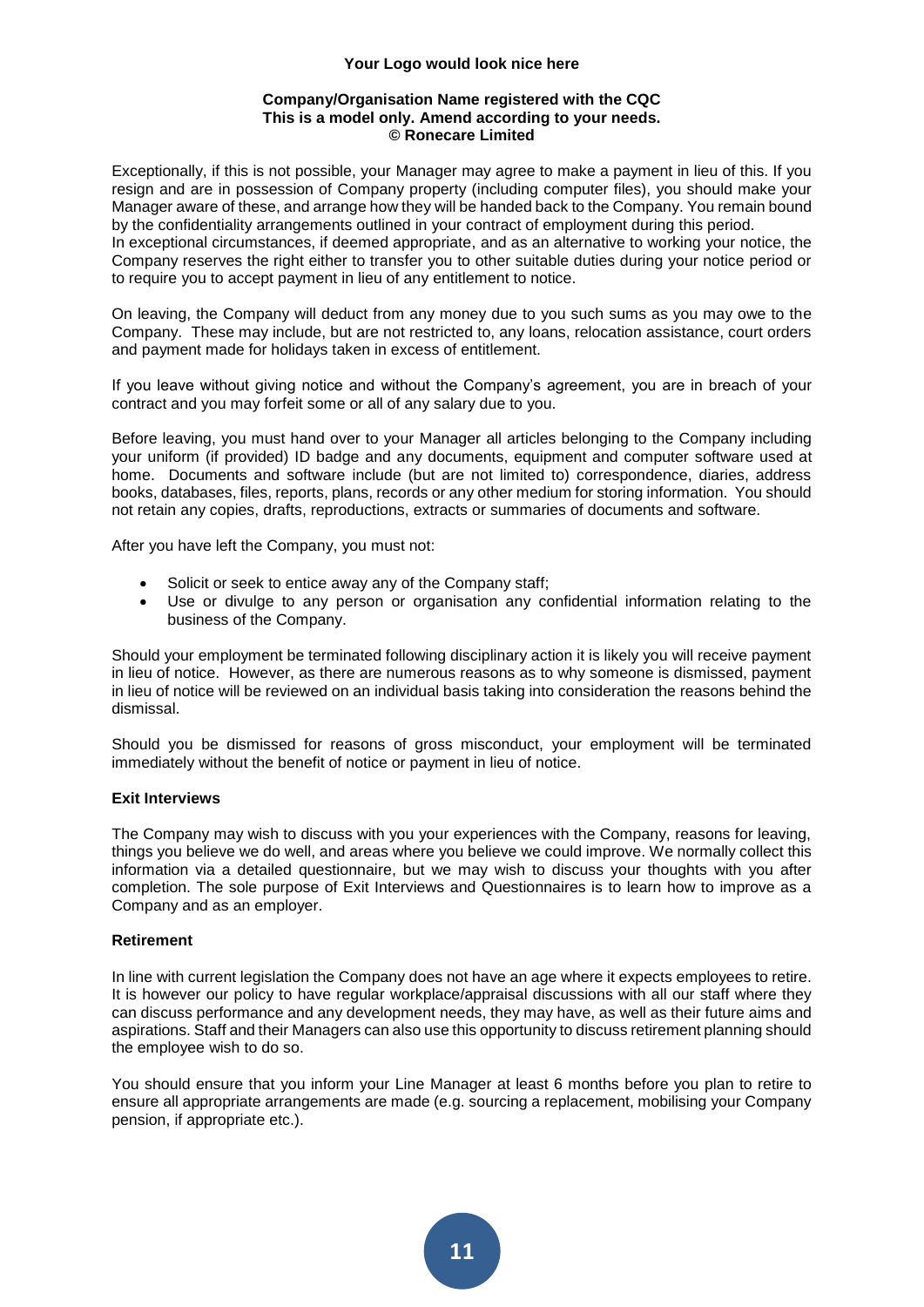Exceptionally, if this is not possible, your Manager may agree to make a payment in lieu of this. If you resign and are in possession of Company property (including computer files), you should make your Manager aware of these, and arrange how they will be handed back to the Company. You remain bound by the confidentiality arrangements outlined in your contract of employment during this period.
In exceptional circumstances, if deemed appropriate, and as an alternative to working your notice, the Company reserves the right either to transfer you to other suitable duties during your notice period or to require you to accept payment in lieu of any entitlement to notice.

On leaving, the Company will deduct from any money due to you such sums as you may owe to the Company. These may include, but are not restricted to, any loans, relocation assistance, court orders and payment made for holidays taken in excess of entitlement.

If you leave without giving notice and without the Company's agreement, you are in breach of your contract and you may forfeit some or all of any salary due to you.

Before leaving, you must hand over to your Manager all articles belonging to the Company including your uniform (if provided) ID badge and any documents, equipment and computer software used at home. Documents and software include (but are not limited to) correspondence, diaries, address books, databases, files, reports, plans, records or any other medium for storing information. You should not retain any copies, drafts, reproductions, extracts or summaries of documents and software.

After you have left the Company, you must not:

- Solicit or seek to entice away any of the Company staff;
- Use or divulge to any person or organisation any confidential information relating to the business of the Company.

Should your employment be terminated following disciplinary action it is likely you will receive payment in lieu of notice. However, as there are numerous reasons as to why someone is dismissed, payment in lieu of notice will be reviewed on an individual basis taking into consideration the reasons behind the dismissal.

Should you be dismissed for reasons of gross misconduct, your employment will be terminated immediately without the benefit of notice or payment in lieu of notice.

**Exit Interviews**

The Company may wish to discuss with you your experiences with the Company, reasons for leaving, things you believe we do well, and areas where you believe we could improve. We normally collect this information via a detailed questionnaire, but we may wish to discuss your thoughts with you after completion. The sole purpose of Exit Interviews and Questionnaires is to learn how to improve as a Company and as an employer.

**Retirement**

In line with current legislation the Company does not have an age where it expects employees to retire. It is however our policy to have regular workplace/appraisal discussions with all our staff where they can discuss performance and any development needs, they may have, as well as their future aims and aspirations. Staff and their Managers can also use this opportunity to discuss retirement planning should the employee wish to do so.

You should ensure that you inform your Line Manager at least 6 months before you plan to retire to ensure all appropriate arrangements are made (e.g. sourcing a replacement, mobilising your Company pension, if appropriate etc.).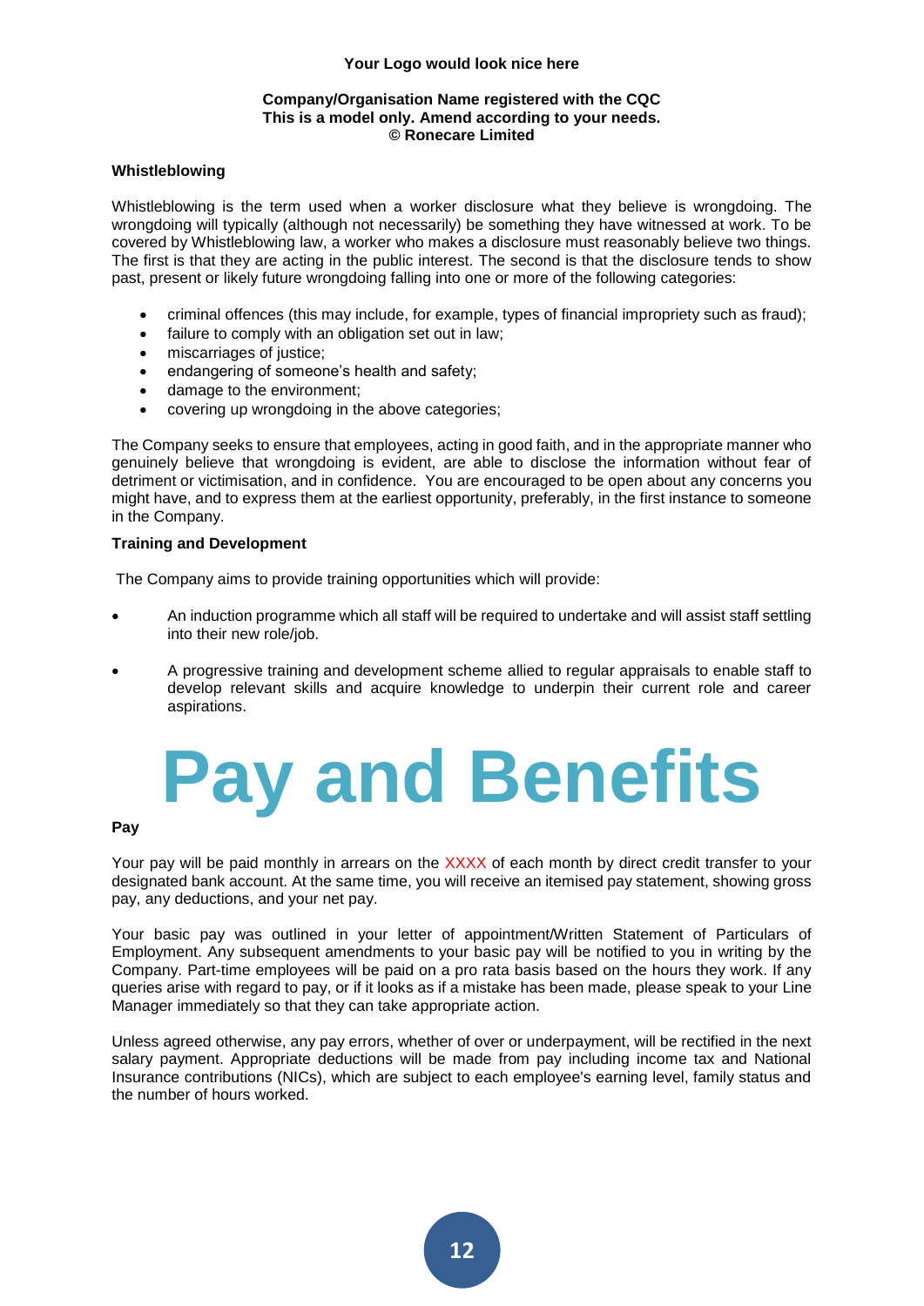**Your Logo would look nice here**

**Company/Organisation Name registered with the CQC**
**This is a model only. Amend according to your needs.**
**© Ronecare Limited**

**Whistleblowing**

Whistleblowing is the term used when a worker disclosure what they believe is wrongdoing. The wrongdoing will typically (although not necessarily) be something they have witnessed at work. To be covered by Whistleblowing law, a worker who makes a disclosure must reasonably believe two things. The first is that they are acting in the public interest. The second is that the disclosure tends to show past, present or likely future wrongdoing falling into one or more of the following categories:

- criminal offences (this may include, for example, types of financial impropriety such as fraud);
- failure to comply with an obligation set out in law;
- miscarriages of justice;
- endangering of someone's health and safety;
- damage to the environment;
- covering up wrongdoing in the above categories;

The Company seeks to ensure that employees, acting in good faith, and in the appropriate manner who genuinely believe that wrongdoing is evident, are able to disclose the information without fear of detriment or victimisation, and in confidence. You are encouraged to be open about any concerns you might have, and to express them at the earliest opportunity, preferably, in the first instance to someone in the Company.

**Training and Development**

The Company aims to provide training opportunities which will provide:

- An induction programme which all staff will be required to undertake and will assist staff settling into their new role/job.
- A progressive training and development scheme allied to regular appraisals to enable staff to develop relevant skills and acquire knowledge to underpin their current role and career aspirations.

# Pay and Benefits

**Pay**

Your pay will be paid monthly in arrears on the XXXX of each month by direct credit transfer to your designated bank account. At the same time, you will receive an itemised pay statement, showing gross pay, any deductions, and your net pay.

Your basic pay was outlined in your letter of appointment/Written Statement of Particulars of Employment. Any subsequent amendments to your basic pay will be notified to you in writing by the Company. Part-time employees will be paid on a pro rata basis based on the hours they work. If any queries arise with regard to pay, or if it looks as if a mistake has been made, please speak to your Line Manager immediately so that they can take appropriate action.

Unless agreed otherwise, any pay errors, whether of over or underpayment, will be rectified in the next salary payment. Appropriate deductions will be made from pay including income tax and National Insurance contributions (NICs), which are subject to each employee's earning level, family status and the number of hours worked.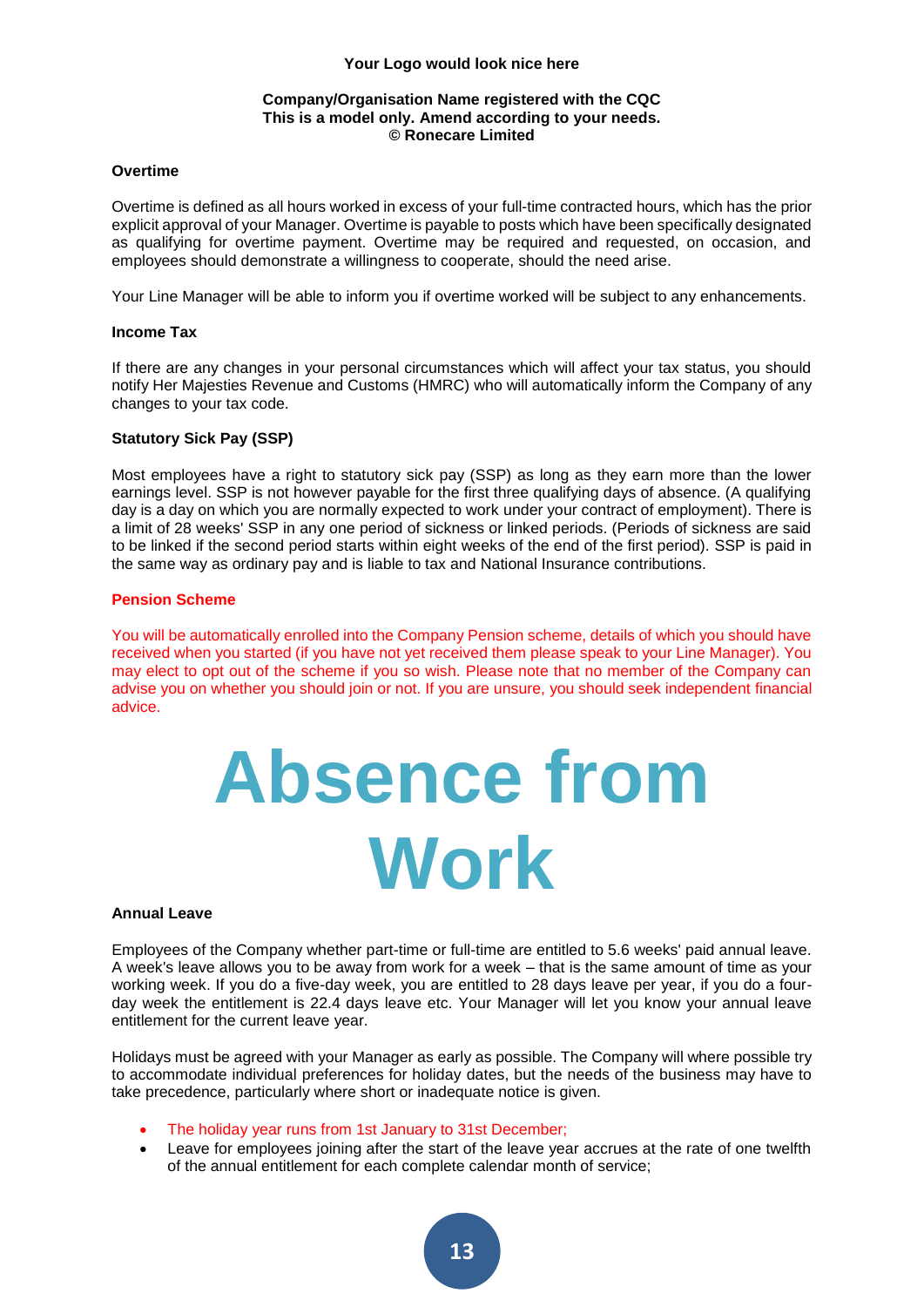**Your Logo would look nice here**

**Company/Organisation Name registered with the CQC**
**This is a model only. Amend according to your needs.**
**© Ronecare Limited**

### Overtime

Overtime is defined as all hours worked in excess of your full-time contracted hours, which has the prior explicit approval of your Manager. Overtime is payable to posts which have been specifically designated as qualifying for overtime payment. Overtime may be required and requested, on occasion, and employees should demonstrate a willingness to cooperate, should the need arise.

Your Line Manager will be able to inform you if overtime worked will be subject to any enhancements.

### Income Tax

If there are any changes in your personal circumstances which will affect your tax status, you should notify Her Majesties Revenue and Customs (HMRC) who will automatically inform the Company of any changes to your tax code.

### Statutory Sick Pay (SSP)

Most employees have a right to statutory sick pay (SSP) as long as they earn more than the lower earnings level. SSP is not however payable for the first three qualifying days of absence. (A qualifying day is a day on which you are normally expected to work under your contract of employment). There is a limit of 28 weeks' SSP in any one period of sickness or linked periods. (Periods of sickness are said to be linked if the second period starts within eight weeks of the end of the first period). SSP is paid in the same way as ordinary pay and is liable to tax and National Insurance contributions.

### Pension Scheme

You will be automatically enrolled into the Company Pension scheme, details of which you should have received when you started (if you have not yet received them please speak to your Line Manager). You may elect to opt out of the scheme if you so wish. Please note that no member of the Company can advise you on whether you should join or not. If you are unsure, you should seek independent financial advice.

# Absence from Work

### Annual Leave

Employees of the Company whether part-time or full-time are entitled to 5.6 weeks' paid annual leave. A week's leave allows you to be away from work for a week – that is the same amount of time as your working week. If you do a five-day week, you are entitled to 28 days leave per year, if you do a four-day week the entitlement is 22.4 days leave etc. Your Manager will let you know your annual leave entitlement for the current leave year.

Holidays must be agreed with your Manager as early as possible. The Company will where possible try to accommodate individual preferences for holiday dates, but the needs of the business may have to take precedence, particularly where short or inadequate notice is given.

- The holiday year runs from 1st January to 31st December;
- Leave for employees joining after the start of the leave year accrues at the rate of one twelfth of the annual entitlement for each complete calendar month of service;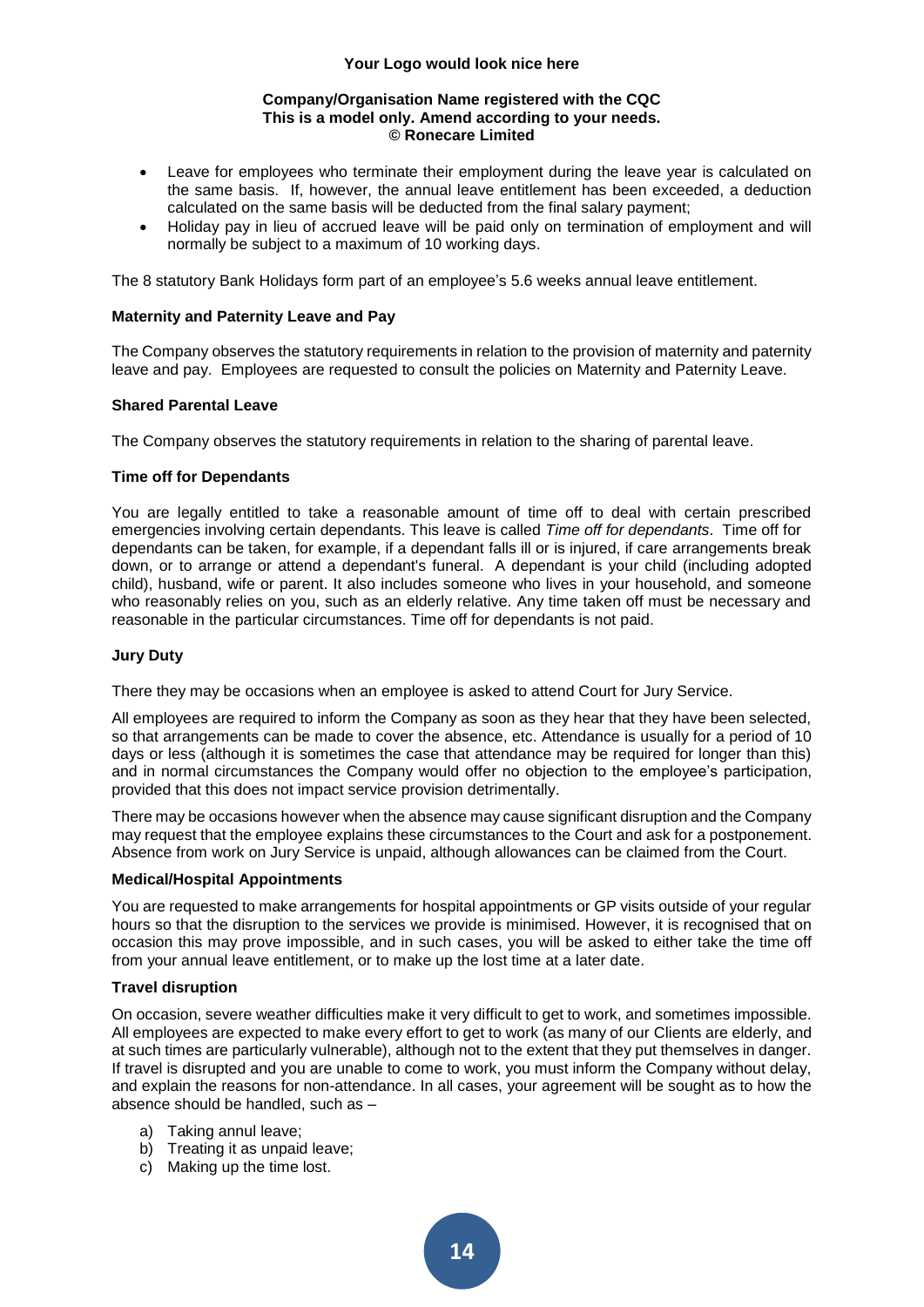- Leave for employees who terminate their employment during the leave year is calculated on the same basis. If, however, the annual leave entitlement has been exceeded, a deduction calculated on the same basis will be deducted from the final salary payment;
- Holiday pay in lieu of accrued leave will be paid only on termination of employment and will normally be subject to a maximum of 10 working days.

The 8 statutory Bank Holidays form part of an employee's 5.6 weeks annual leave entitlement.

**Maternity and Paternity Leave and Pay**

The Company observes the statutory requirements in relation to the provision of maternity and paternity leave and pay. Employees are requested to consult the policies on Maternity and Paternity Leave.

**Shared Parental Leave**

The Company observes the statutory requirements in relation to the sharing of parental leave.

**Time off for Dependants**

You are legally entitled to take a reasonable amount of time off to deal with certain prescribed emergencies involving certain dependants. This leave is called *Time off for dependants*. Time off for dependants can be taken, for example, if a dependant falls ill or is injured, if care arrangements break down, or to arrange or attend a dependant's funeral. A dependant is your child (including adopted child), husband, wife or parent. It also includes someone who lives in your household, and someone who reasonably relies on you, such as an elderly relative. Any time taken off must be necessary and reasonable in the particular circumstances. Time off for dependants is not paid.

**Jury Duty**

There they may be occasions when an employee is asked to attend Court for Jury Service.

All employees are required to inform the Company as soon as they hear that they have been selected, so that arrangements can be made to cover the absence, etc. Attendance is usually for a period of 10 days or less (although it is sometimes the case that attendance may be required for longer than this) and in normal circumstances the Company would offer no objection to the employee's participation, provided that this does not impact service provision detrimentally.

There may be occasions however when the absence may cause significant disruption and the Company may request that the employee explains these circumstances to the Court and ask for a postponement. Absence from work on Jury Service is unpaid, although allowances can be claimed from the Court.

**Medical/Hospital Appointments**

You are requested to make arrangements for hospital appointments or GP visits outside of your regular hours so that the disruption to the services we provide is minimised. However, it is recognised that on occasion this may prove impossible, and in such cases, you will be asked to either take the time off from your annual leave entitlement, or to make up the lost time at a later date.

**Travel disruption**

On occasion, severe weather difficulties make it very difficult to get to work, and sometimes impossible. All employees are expected to make every effort to get to work (as many of our Clients are elderly, and at such times are particularly vulnerable), although not to the extent that they put themselves in danger. If travel is disrupted and you are unable to come to work, you must inform the Company without delay, and explain the reasons for non-attendance. In all cases, your agreement will be sought as to how the absence should be handled, such as –

a) Taking annul leave;
b) Treating it as unpaid leave;
c) Making up the time lost.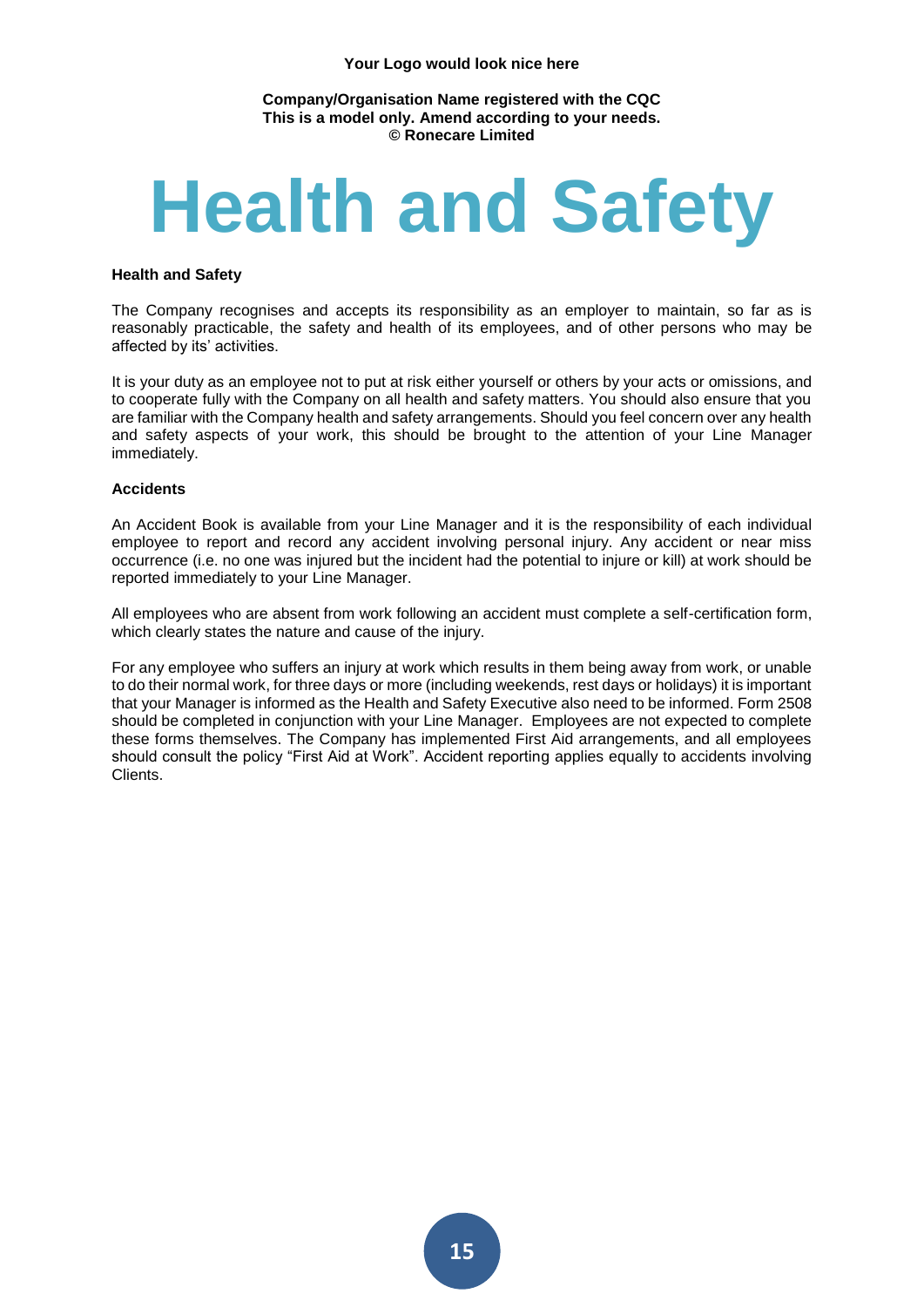Your Logo would look nice here

**Company/Organisation Name registered with the CQC**
**This is a model only. Amend according to your needs.**
**© Ronecare Limited**

# Health and Safety

**Health and Safety**

The Company recognises and accepts its responsibility as an employer to maintain, so far as is reasonably practicable, the safety and health of its employees, and of other persons who may be affected by its' activities.

It is your duty as an employee not to put at risk either yourself or others by your acts or omissions, and to cooperate fully with the Company on all health and safety matters. You should also ensure that you are familiar with the Company health and safety arrangements. Should you feel concern over any health and safety aspects of your work, this should be brought to the attention of your Line Manager immediately.

**Accidents**

An Accident Book is available from your Line Manager and it is the responsibility of each individual employee to report and record any accident involving personal injury. Any accident or near miss occurrence (i.e. no one was injured but the incident had the potential to injure or kill) at work should be reported immediately to your Line Manager.

All employees who are absent from work following an accident must complete a self-certification form, which clearly states the nature and cause of the injury.

For any employee who suffers an injury at work which results in them being away from work, or unable to do their normal work, for three days or more (including weekends, rest days or holidays) it is important that your Manager is informed as the Health and Safety Executive also need to be informed. Form 2508 should be completed in conjunction with your Line Manager. Employees are not expected to complete these forms themselves. The Company has implemented First Aid arrangements, and all employees should consult the policy "First Aid at Work". Accident reporting applies equally to accidents involving Clients.